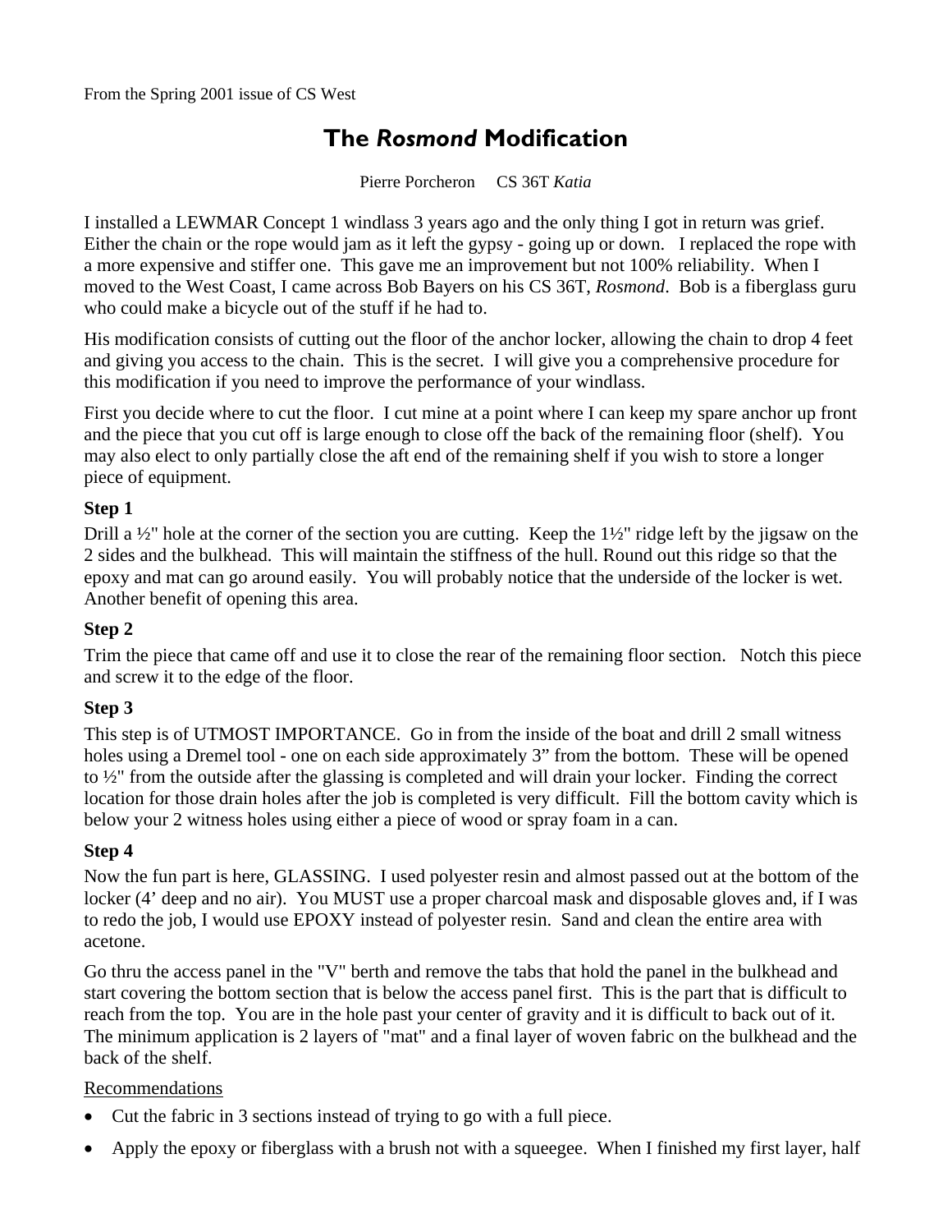From the Spring 2001 issue of CS West

# The *Rosmond* Modification

Pierre Porcheron CS 36T *Katia*

I installed a LEWMAR Concept 1 windlass 3 years ago and the only thing I got in return was grief. Either the chain or the rope would jam as it left the gypsy - going up or down. I replaced the rope with a more expensive and stiffer one. This gave me an improvement but not 100% reliability. When I moved to the West Coast, I came across Bob Bayers on his CS 36T, *Rosmond*. Bob is a fiberglass guru who could make a bicycle out of the stuff if he had to.

His modification consists of cutting out the floor of the anchor locker, allowing the chain to drop 4 feet and giving you access to the chain. This is the secret. I will give you a comprehensive procedure for this modification if you need to improve the performance of your windlass.

First you decide where to cut the floor. I cut mine at a point where I can keep my spare anchor up front and the piece that you cut off is large enough to close off the back of the remaining floor (shelf). You may also elect to only partially close the aft end of the remaining shelf if you wish to store a longer piece of equipment.

**Step 1**

Drill a ½" hole at the corner of the section you are cutting. Keep the 1½" ridge left by the jigsaw on the 2 sides and the bulkhead. This will maintain the stiffness of the hull. Round out this ridge so that the epoxy and mat can go around easily. You will probably notice that the underside of the locker is wet. Another benefit of opening this area.

**Step 2**

Trim the piece that came off and use it to close the rear of the remaining floor section. Notch this piece and screw it to the edge of the floor.

**Step 3**

This step is of UTMOST IMPORTANCE. Go in from the inside of the boat and drill 2 small witness holes using a Dremel tool - one on each side approximately 3" from the bottom. These will be opened to ½" from the outside after the glassing is completed and will drain your locker. Finding the correct location for those drain holes after the job is completed is very difficult. Fill the bottom cavity which is below your 2 witness holes using either a piece of wood or spray foam in a can.

**Step 4**

Now the fun part is here, GLASSING. I used polyester resin and almost passed out at the bottom of the locker (4' deep and no air). You MUST use a proper charcoal mask and disposable gloves and, if I was to redo the job, I would use EPOXY instead of polyester resin. Sand and clean the entire area with acetone.

Go thru the access panel in the "V" berth and remove the tabs that hold the panel in the bulkhead and start covering the bottom section that is below the access panel first. This is the part that is difficult to reach from the top. You are in the hole past your center of gravity and it is difficult to back out of it. The minimum application is 2 layers of "mat" and a final layer of woven fabric on the bulkhead and the back of the shelf.

<u>Recommendations</u>

- Cut the fabric in 3 sections instead of trying to go with a full piece.
- Apply the epoxy or fiberglass with a brush not with a squeegee. When I finished my first layer, half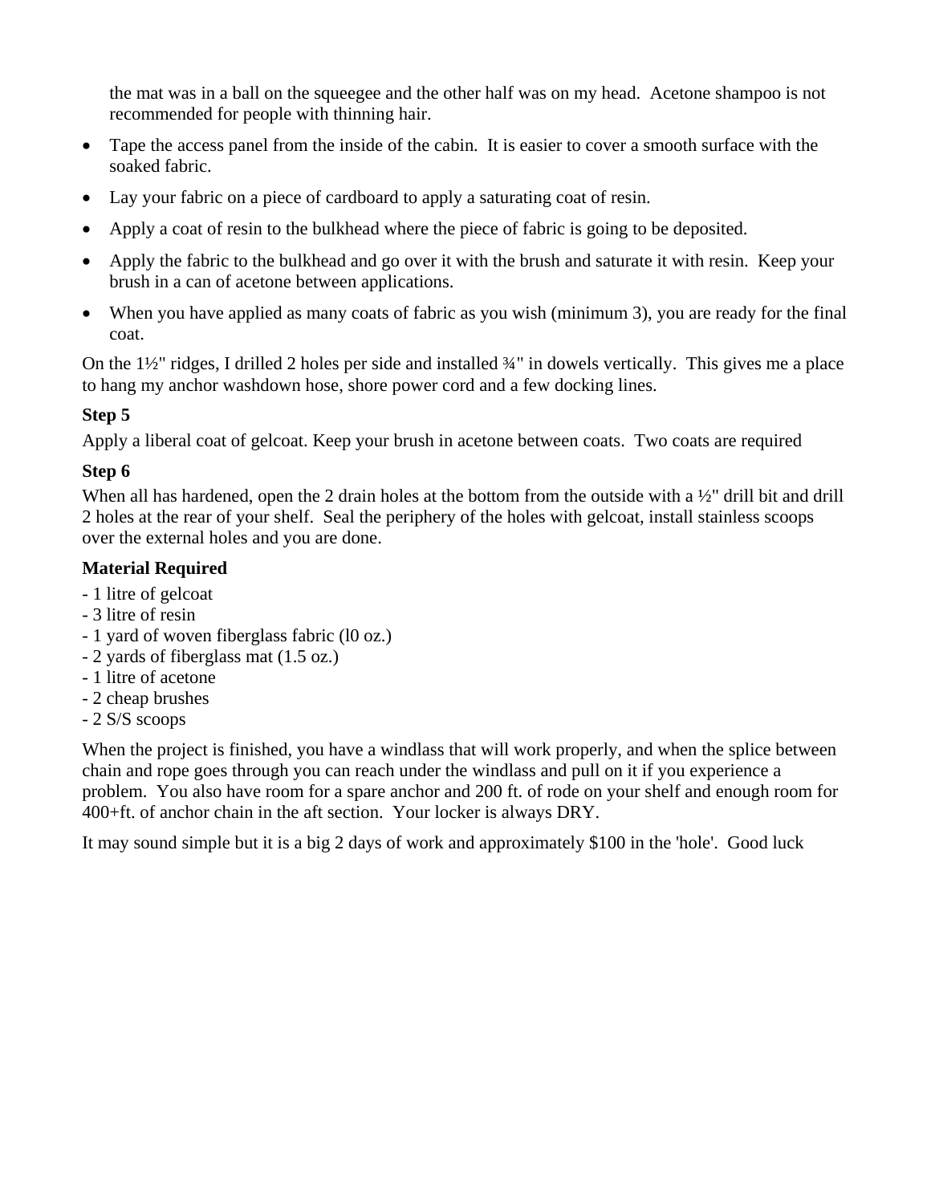the mat was in a ball on the squeegee and the other half was on my head. Acetone shampoo is not recommended for people with thinning hair.

- Tape the access panel from the inside of the cabin. It is easier to cover a smooth surface with the soaked fabric.
- Lay your fabric on a piece of cardboard to apply a saturating coat of resin.
- Apply a coat of resin to the bulkhead where the piece of fabric is going to be deposited.
- Apply the fabric to the bulkhead and go over it with the brush and saturate it with resin. Keep your brush in a can of acetone between applications.
- When you have applied as many coats of fabric as you wish (minimum 3), you are ready for the final coat.

On the 1½" ridges, I drilled 2 holes per side and installed ¾" in dowels vertically. This gives me a place to hang my anchor washdown hose, shore power cord and a few docking lines.

**Step 5**

Apply a liberal coat of gelcoat. Keep your brush in acetone between coats. Two coats are required

**Step 6**

When all has hardened, open the 2 drain holes at the bottom from the outside with a ½" drill bit and drill 2 holes at the rear of your shelf. Seal the periphery of the holes with gelcoat, install stainless scoops over the external holes and you are done.

**Material Required**

- 1 litre of gelcoat
- 3 litre of resin
- 1 yard of woven fiberglass fabric (l0 oz.)
- 2 yards of fiberglass mat (1.5 oz.)
- 1 litre of acetone
- 2 cheap brushes
- 2 S/S scoops

When the project is finished, you have a windlass that will work properly, and when the splice between chain and rope goes through you can reach under the windlass and pull on it if you experience a problem. You also have room for a spare anchor and 200 ft. of rode on your shelf and enough room for 400+ft. of anchor chain in the aft section. Your locker is always DRY.

It may sound simple but it is a big 2 days of work and approximately $100 in the 'hole'. Good luck